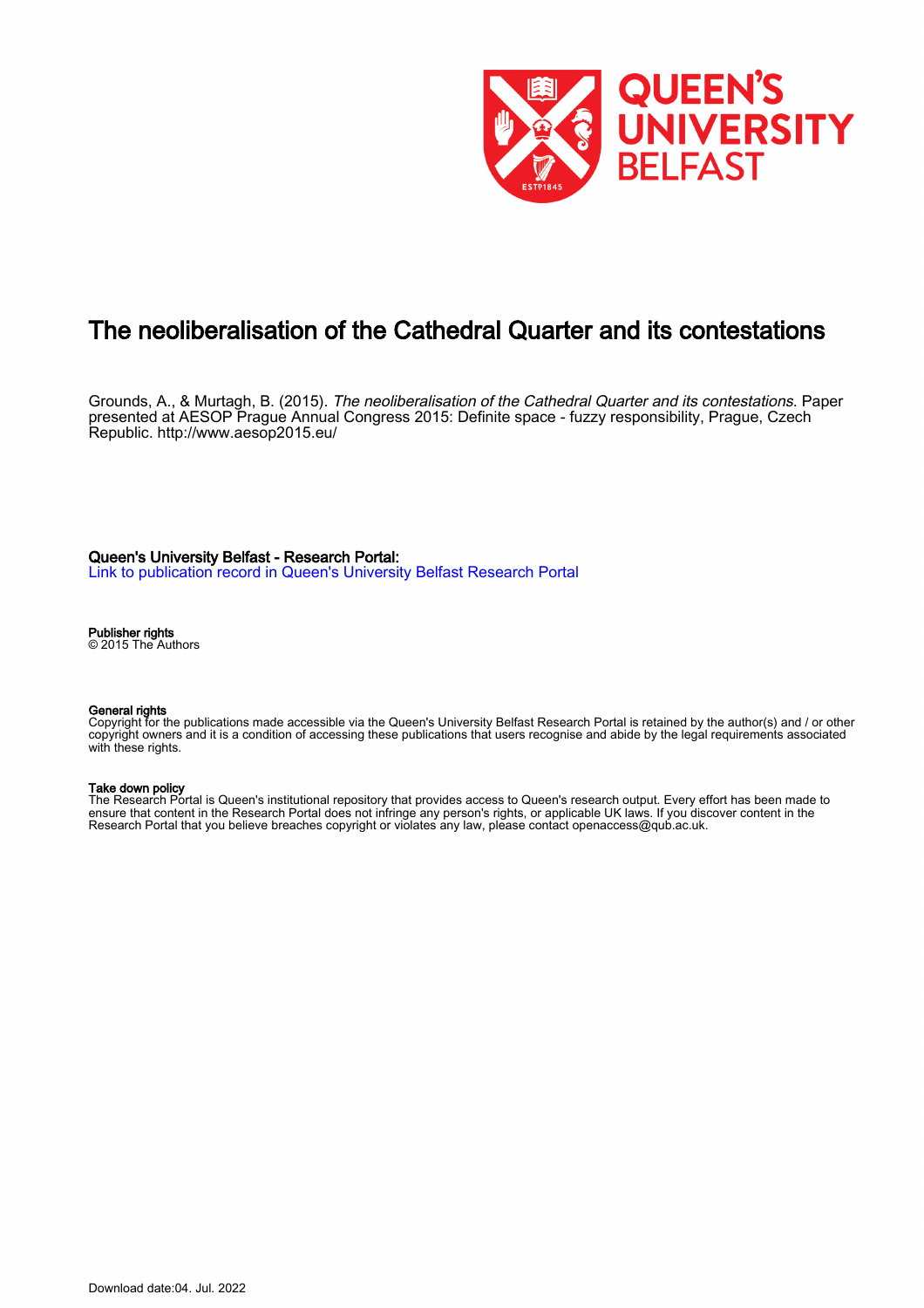# The neoliberalisation of the Cathedral Quarter and its contestations

Grounds, A., & Murtagh, B. (2015). *The neoliberalisation of the Cathedral Quarter and its contestations*. Paper presented at AESOP Prague Annual Congress 2015: Definite space - fuzzy responsibility, Prague, Czech Republic. http://www.aesop2015.eu/

**Queen's University Belfast - Research Portal:**
Link to publication record in Queen's University Belfast Research Portal

**Publisher rights**
© 2015 The Authors

**General rights**
Copyright for the publications made accessible via the Queen's University Belfast Research Portal is retained by the author(s) and / or other copyright owners and it is a condition of accessing these publications that users recognise and abide by the legal requirements associated with these rights.

**Take down policy**
The Research Portal is Queen's institutional repository that provides access to Queen's research output. Every effort has been made to ensure that content in the Research Portal does not infringe any person's rights, or applicable UK laws. If you discover content in the Research Portal that you believe breaches copyright or violates any law, please contact openaccess@qub.ac.uk.

Download date:04. Jul. 2022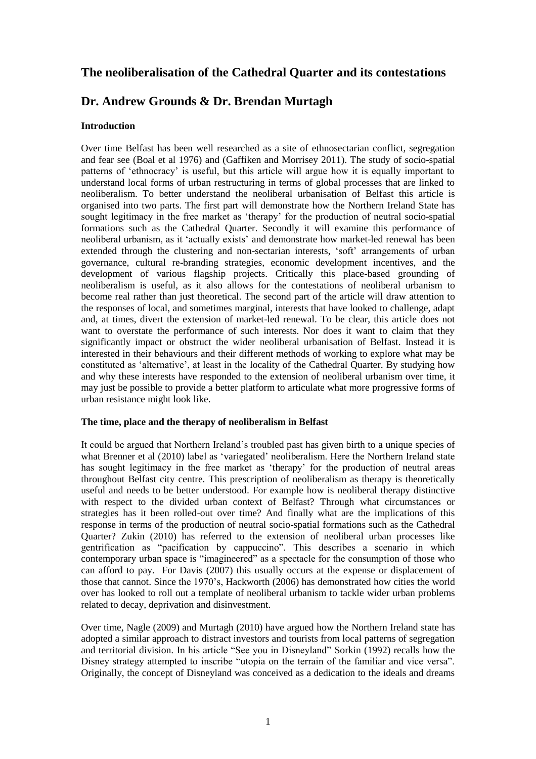# The neoliberalisation of the Cathedral Quarter and its contestations

## Dr. Andrew Grounds & Dr. Brendan Murtagh

### Introduction

Over time Belfast has been well researched as a site of ethnosectarian conflict, segregation and fear see (Boal et al 1976) and (Gaffiken and Morrisey 2011). The study of socio-spatial patterns of 'ethnocracy' is useful, but this article will argue how it is equally important to understand local forms of urban restructuring in terms of global processes that are linked to neoliberalism. To better understand the neoliberal urbanisation of Belfast this article is organised into two parts. The first part will demonstrate how the Northern Ireland State has sought legitimacy in the free market as 'therapy' for the production of neutral socio-spatial formations such as the Cathedral Quarter. Secondly it will examine this performance of neoliberal urbanism, as it 'actually exists' and demonstrate how market-led renewal has been extended through the clustering and non-sectarian interests, 'soft' arrangements of urban governance, cultural re-branding strategies, economic development incentives, and the development of various flagship projects. Critically this place-based grounding of neoliberalism is useful, as it also allows for the contestations of neoliberal urbanism to become real rather than just theoretical. The second part of the article will draw attention to the responses of local, and sometimes marginal, interests that have looked to challenge, adapt and, at times, divert the extension of market-led renewal. To be clear, this article does not want to overstate the performance of such interests. Nor does it want to claim that they significantly impact or obstruct the wider neoliberal urbanisation of Belfast. Instead it is interested in their behaviours and their different methods of working to explore what may be constituted as 'alternative', at least in the locality of the Cathedral Quarter. By studying how and why these interests have responded to the extension of neoliberal urbanism over time, it may just be possible to provide a better platform to articulate what more progressive forms of urban resistance might look like.

### The time, place and the therapy of neoliberalism in Belfast

It could be argued that Northern Ireland's troubled past has given birth to a unique species of what Brenner et al (2010) label as 'variegated' neoliberalism. Here the Northern Ireland state has sought legitimacy in the free market as 'therapy' for the production of neutral areas throughout Belfast city centre. This prescription of neoliberalism as therapy is theoretically useful and needs to be better understood. For example how is neoliberal therapy distinctive with respect to the divided urban context of Belfast? Through what circumstances or strategies has it been rolled-out over time? And finally what are the implications of this response in terms of the production of neutral socio-spatial formations such as the Cathedral Quarter? Zukin (2010) has referred to the extension of neoliberal urban processes like gentrification as "pacification by cappuccino". This describes a scenario in which contemporary urban space is "imagineered" as a spectacle for the consumption of those who can afford to pay. For Davis (2007) this usually occurs at the expense or displacement of those that cannot. Since the 1970's, Hackworth (2006) has demonstrated how cities the world over has looked to roll out a template of neoliberal urbanism to tackle wider urban problems related to decay, deprivation and disinvestment.

Over time, Nagle (2009) and Murtagh (2010) have argued how the Northern Ireland state has adopted a similar approach to distract investors and tourists from local patterns of segregation and territorial division. In his article "See you in Disneyland" Sorkin (1992) recalls how the Disney strategy attempted to inscribe "utopia on the terrain of the familiar and vice versa". Originally, the concept of Disneyland was conceived as a dedication to the ideals and dreams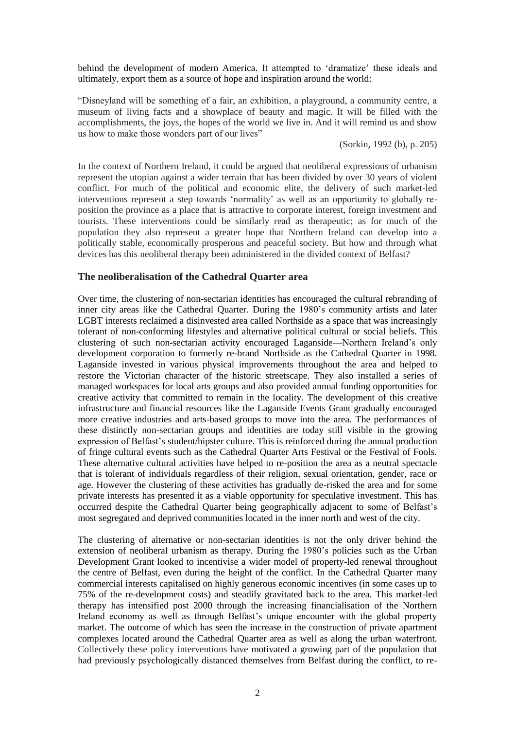behind the development of modern America. It attempted to 'dramatize' these ideals and ultimately, export them as a source of hope and inspiration around the world:

"Disneyland will be something of a fair, an exhibition, a playground, a community centre, a museum of living facts and a showplace of beauty and magic. It will be filled with the accomplishments, the joys, the hopes of the world we live in. And it will remind us and show us how to make those wonders part of our lives"

(Sorkin, 1992 (b), p. 205)

In the context of Northern Ireland, it could be argued that neoliberal expressions of urbanism represent the utopian against a wider terrain that has been divided by over 30 years of violent conflict. For much of the political and economic elite, the delivery of such market-led interventions represent a step towards 'normality' as well as an opportunity to globally re-position the province as a place that is attractive to corporate interest, foreign investment and tourists. These interventions could be similarly read as therapeutic; as for much of the population they also represent a greater hope that Northern Ireland can develop into a politically stable, economically prosperous and peaceful society. But how and through what devices has this neoliberal therapy been administered in the divided context of Belfast?

## The neoliberalisation of the Cathedral Quarter area

Over time, the clustering of non-sectarian identities has encouraged the cultural rebranding of inner city areas like the Cathedral Quarter. During the 1980's community artists and later LGBT interests reclaimed a disinvested area called Northside as a space that was increasingly tolerant of non-conforming lifestyles and alternative political cultural or social beliefs. This clustering of such non-sectarian activity encouraged Laganside—Northern Ireland's only development corporation to formerly re-brand Northside as the Cathedral Quarter in 1998. Laganside invested in various physical improvements throughout the area and helped to restore the Victorian character of the historic streetscape. They also installed a series of managed workspaces for local arts groups and also provided annual funding opportunities for creative activity that committed to remain in the locality. The development of this creative infrastructure and financial resources like the Laganside Events Grant gradually encouraged more creative industries and arts-based groups to move into the area. The performances of these distinctly non-sectarian groups and identities are today still visible in the growing expression of Belfast's student/hipster culture. This is reinforced during the annual production of fringe cultural events such as the Cathedral Quarter Arts Festival or the Festival of Fools. These alternative cultural activities have helped to re-position the area as a neutral spectacle that is tolerant of individuals regardless of their religion, sexual orientation, gender, race or age. However the clustering of these activities has gradually de-risked the area and for some private interests has presented it as a viable opportunity for speculative investment. This has occurred despite the Cathedral Quarter being geographically adjacent to some of Belfast's most segregated and deprived communities located in the inner north and west of the city.

The clustering of alternative or non-sectarian identities is not the only driver behind the extension of neoliberal urbanism as therapy. During the 1980's policies such as the Urban Development Grant looked to incentivise a wider model of property-led renewal throughout the centre of Belfast, even during the height of the conflict. In the Cathedral Quarter many commercial interests capitalised on highly generous economic incentives (in some cases up to 75% of the re-development costs) and steadily gravitated back to the area. This market-led therapy has intensified post 2000 through the increasing financialisation of the Northern Ireland economy as well as through Belfast's unique encounter with the global property market. The outcome of which has seen the increase in the construction of private apartment complexes located around the Cathedral Quarter area as well as along the urban waterfront. Collectively these policy interventions have motivated a growing part of the population that had previously psychologically distanced themselves from Belfast during the conflict, to re-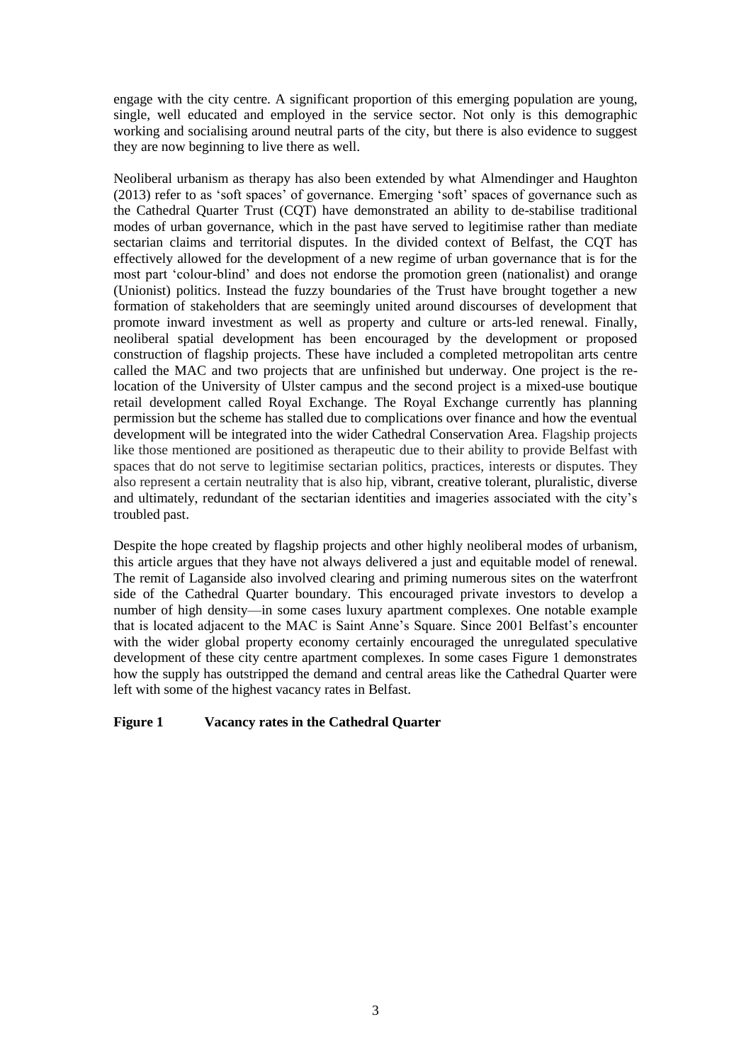engage with the city centre. A significant proportion of this emerging population are young, single, well educated and employed in the service sector. Not only is this demographic working and socialising around neutral parts of the city, but there is also evidence to suggest they are now beginning to live there as well.

Neoliberal urbanism as therapy has also been extended by what Almendinger and Haughton (2013) refer to as 'soft spaces' of governance. Emerging 'soft' spaces of governance such as the Cathedral Quarter Trust (CQT) have demonstrated an ability to de-stabilise traditional modes of urban governance, which in the past have served to legitimise rather than mediate sectarian claims and territorial disputes. In the divided context of Belfast, the CQT has effectively allowed for the development of a new regime of urban governance that is for the most part 'colour-blind' and does not endorse the promotion green (nationalist) and orange (Unionist) politics. Instead the fuzzy boundaries of the Trust have brought together a new formation of stakeholders that are seemingly united around discourses of development that promote inward investment as well as property and culture or arts-led renewal. Finally, neoliberal spatial development has been encouraged by the development or proposed construction of flagship projects. These have included a completed metropolitan arts centre called the MAC and two projects that are unfinished but underway. One project is the re-location of the University of Ulster campus and the second project is a mixed-use boutique retail development called Royal Exchange. The Royal Exchange currently has planning permission but the scheme has stalled due to complications over finance and how the eventual development will be integrated into the wider Cathedral Conservation Area. Flagship projects like those mentioned are positioned as therapeutic due to their ability to provide Belfast with spaces that do not serve to legitimise sectarian politics, practices, interests or disputes. They also represent a certain neutrality that is also hip, vibrant, creative tolerant, pluralistic, diverse and ultimately, redundant of the sectarian identities and imageries associated with the city's troubled past.

Despite the hope created by flagship projects and other highly neoliberal modes of urbanism, this article argues that they have not always delivered a just and equitable model of renewal. The remit of Laganside also involved clearing and priming numerous sites on the waterfront side of the Cathedral Quarter boundary. This encouraged private investors to develop a number of high density—in some cases luxury apartment complexes. One notable example that is located adjacent to the MAC is Saint Anne's Square. Since 2001 Belfast's encounter with the wider global property economy certainly encouraged the unregulated speculative development of these city centre apartment complexes. In some cases Figure 1 demonstrates how the supply has outstripped the demand and central areas like the Cathedral Quarter were left with some of the highest vacancy rates in Belfast.

**Figure 1 Vacancy rates in the Cathedral Quarter**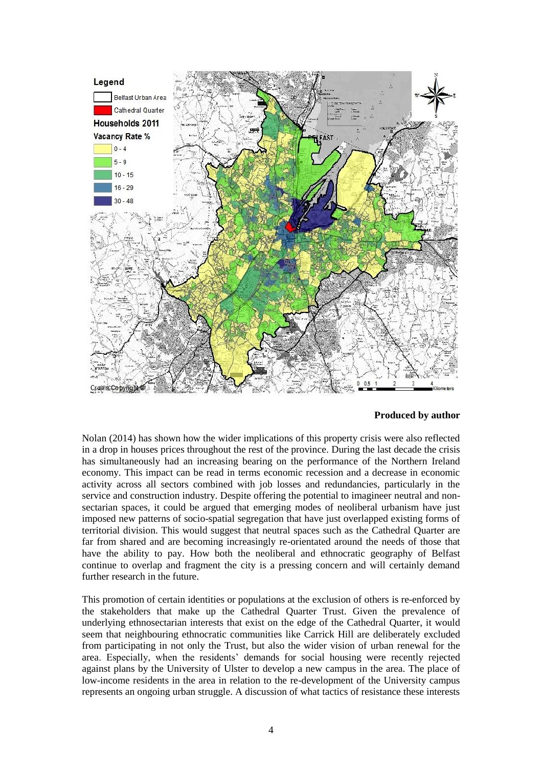**Produced by author**

Nolan (2014) has shown how the wider implications of this property crisis were also reflected in a drop in houses prices throughout the rest of the province. During the last decade the crisis has simultaneously had an increasing bearing on the performance of the Northern Ireland economy. This impact can be read in terms economic recession and a decrease in economic activity across all sectors combined with job losses and redundancies, particularly in the service and construction industry. Despite offering the potential to imagineer neutral and non-sectarian spaces, it could be argued that emerging modes of neoliberal urbanism have just imposed new patterns of socio-spatial segregation that have just overlapped existing forms of territorial division. This would suggest that neutral spaces such as the Cathedral Quarter are far from shared and are becoming increasingly re-orientated around the needs of those that have the ability to pay. How both the neoliberal and ethnocratic geography of Belfast continue to overlap and fragment the city is a pressing concern and will certainly demand further research in the future.

This promotion of certain identities or populations at the exclusion of others is re-enforced by the stakeholders that make up the Cathedral Quarter Trust. Given the prevalence of underlying ethnosectarian interests that exist on the edge of the Cathedral Quarter, it would seem that neighbouring ethnocratic communities like Carrick Hill are deliberately excluded from participating in not only the Trust, but also the wider vision of urban renewal for the area. Especially, when the residents' demands for social housing were recently rejected against plans by the University of Ulster to develop a new campus in the area. The place of low-income residents in the area in relation to the re-development of the University campus represents an ongoing urban struggle. A discussion of what tactics of resistance these interests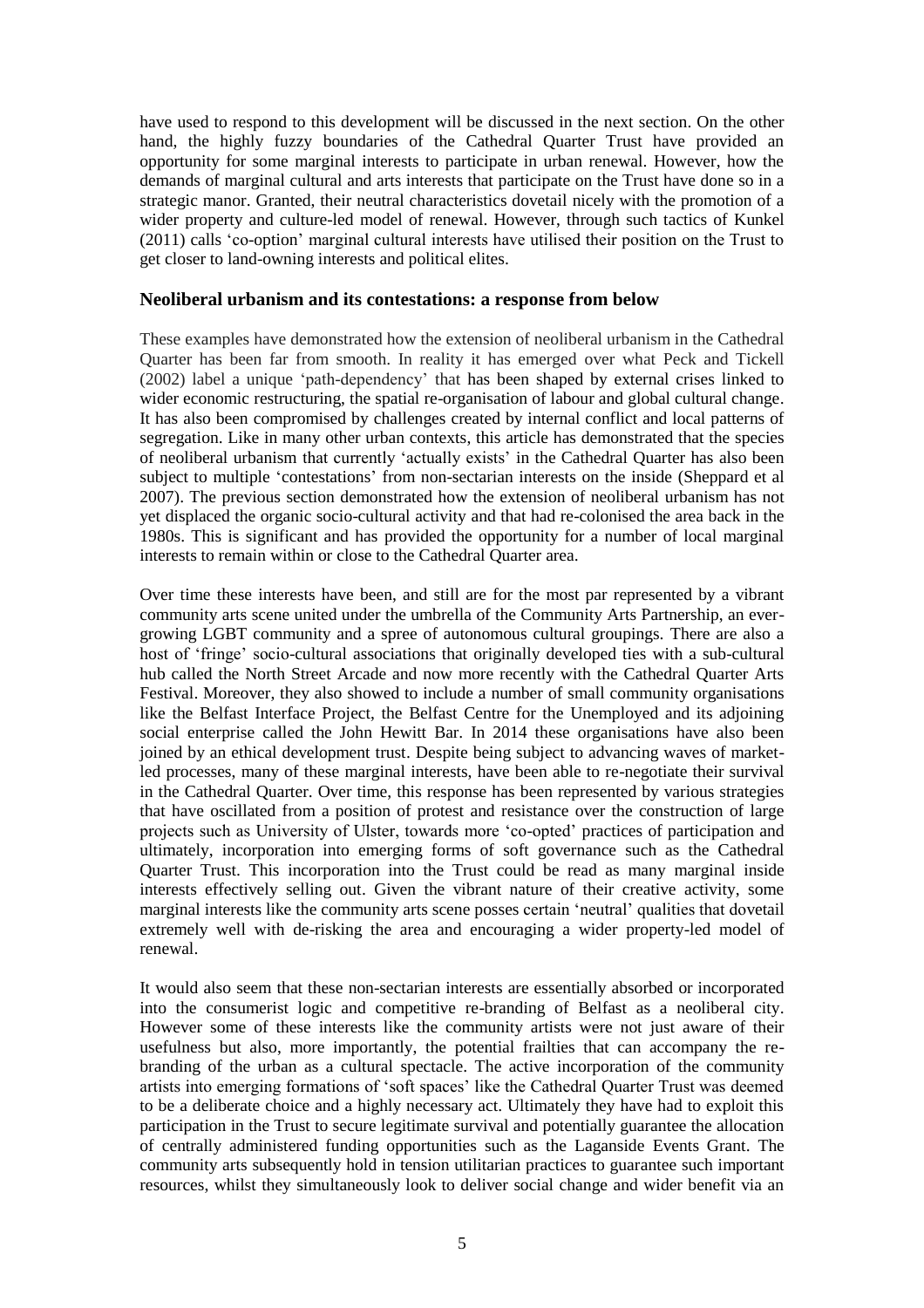have used to respond to this development will be discussed in the next section. On the other hand, the highly fuzzy boundaries of the Cathedral Quarter Trust have provided an opportunity for some marginal interests to participate in urban renewal. However, how the demands of marginal cultural and arts interests that participate on the Trust have done so in a strategic manor. Granted, their neutral characteristics dovetail nicely with the promotion of a wider property and culture-led model of renewal. However, through such tactics of Kunkel (2011) calls 'co-option' marginal cultural interests have utilised their position on the Trust to get closer to land-owning interests and political elites.

## Neoliberal urbanism and its contestations: a response from below

These examples have demonstrated how the extension of neoliberal urbanism in the Cathedral Quarter has been far from smooth. In reality it has emerged over what Peck and Tickell (2002) label a unique 'path-dependency' that has been shaped by external crises linked to wider economic restructuring, the spatial re-organisation of labour and global cultural change. It has also been compromised by challenges created by internal conflict and local patterns of segregation. Like in many other urban contexts, this article has demonstrated that the species of neoliberal urbanism that currently 'actually exists' in the Cathedral Quarter has also been subject to multiple 'contestations' from non-sectarian interests on the inside (Sheppard et al 2007). The previous section demonstrated how the extension of neoliberal urbanism has not yet displaced the organic socio-cultural activity and that had re-colonised the area back in the 1980s. This is significant and has provided the opportunity for a number of local marginal interests to remain within or close to the Cathedral Quarter area.

Over time these interests have been, and still are for the most par represented by a vibrant community arts scene united under the umbrella of the Community Arts Partnership, an ever-growing LGBT community and a spree of autonomous cultural groupings. There are also a host of 'fringe' socio-cultural associations that originally developed ties with a sub-cultural hub called the North Street Arcade and now more recently with the Cathedral Quarter Arts Festival. Moreover, they also showed to include a number of small community organisations like the Belfast Interface Project, the Belfast Centre for the Unemployed and its adjoining social enterprise called the John Hewitt Bar. In 2014 these organisations have also been joined by an ethical development trust. Despite being subject to advancing waves of market-led processes, many of these marginal interests, have been able to re-negotiate their survival in the Cathedral Quarter. Over time, this response has been represented by various strategies that have oscillated from a position of protest and resistance over the construction of large projects such as University of Ulster, towards more 'co-opted' practices of participation and ultimately, incorporation into emerging forms of soft governance such as the Cathedral Quarter Trust. This incorporation into the Trust could be read as many marginal inside interests effectively selling out. Given the vibrant nature of their creative activity, some marginal interests like the community arts scene posses certain 'neutral' qualities that dovetail extremely well with de-risking the area and encouraging a wider property-led model of renewal.

It would also seem that these non-sectarian interests are essentially absorbed or incorporated into the consumerist logic and competitive re-branding of Belfast as a neoliberal city. However some of these interests like the community artists were not just aware of their usefulness but also, more importantly, the potential frailties that can accompany the re-branding of the urban as a cultural spectacle. The active incorporation of the community artists into emerging formations of 'soft spaces' like the Cathedral Quarter Trust was deemed to be a deliberate choice and a highly necessary act. Ultimately they have had to exploit this participation in the Trust to secure legitimate survival and potentially guarantee the allocation of centrally administered funding opportunities such as the Laganside Events Grant. The community arts subsequently hold in tension utilitarian practices to guarantee such important resources, whilst they simultaneously look to deliver social change and wider benefit via an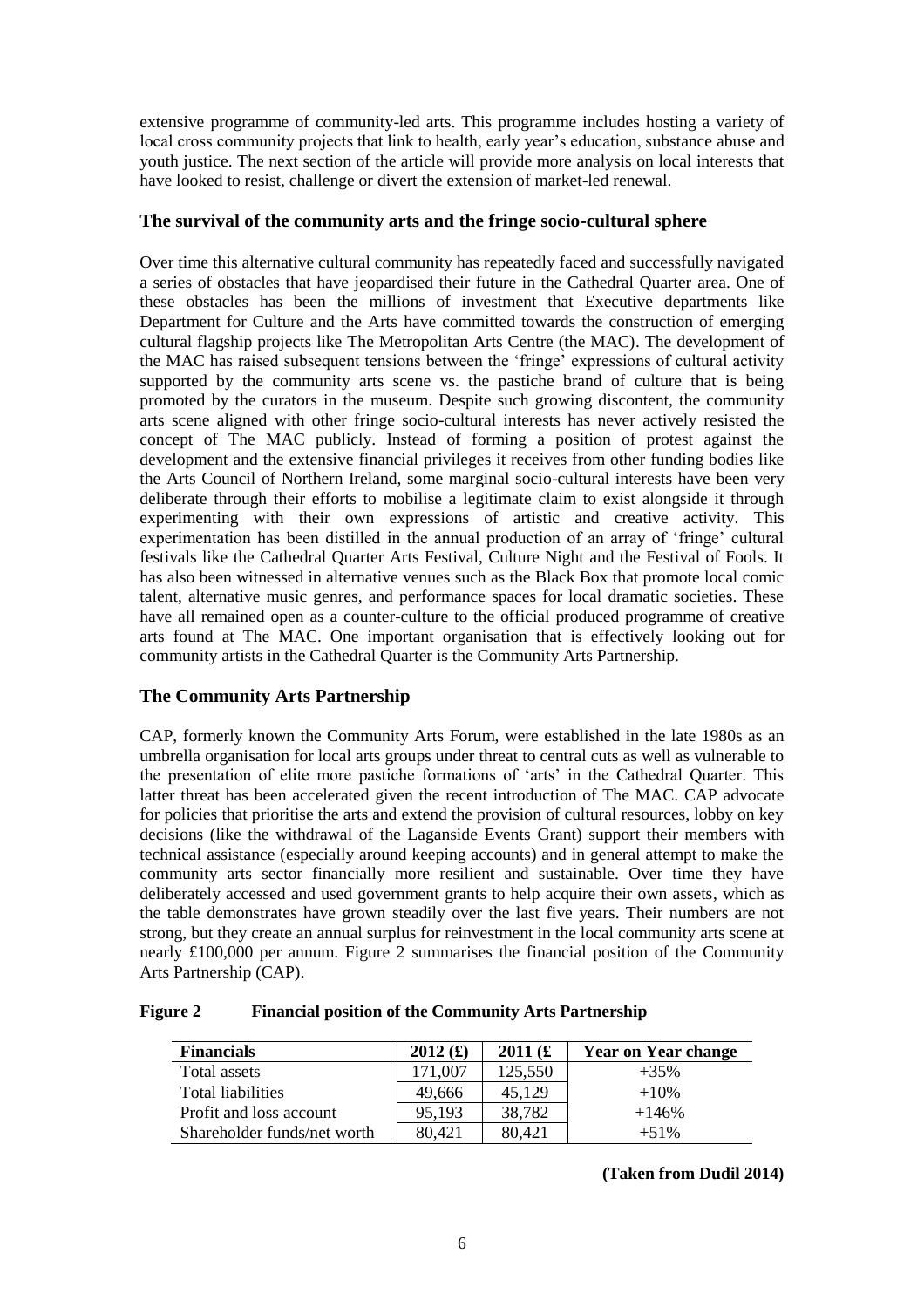extensive programme of community-led arts. This programme includes hosting a variety of local cross community projects that link to health, early year's education, substance abuse and youth justice. The next section of the article will provide more analysis on local interests that have looked to resist, challenge or divert the extension of market-led renewal.

## The survival of the community arts and the fringe socio-cultural sphere

Over time this alternative cultural community has repeatedly faced and successfully navigated a series of obstacles that have jeopardised their future in the Cathedral Quarter area. One of these obstacles has been the millions of investment that Executive departments like Department for Culture and the Arts have committed towards the construction of emerging cultural flagship projects like The Metropolitan Arts Centre (the MAC). The development of the MAC has raised subsequent tensions between the 'fringe' expressions of cultural activity supported by the community arts scene vs. the pastiche brand of culture that is being promoted by the curators in the museum. Despite such growing discontent, the community arts scene aligned with other fringe socio-cultural interests has never actively resisted the concept of The MAC publicly. Instead of forming a position of protest against the development and the extensive financial privileges it receives from other funding bodies like the Arts Council of Northern Ireland, some marginal socio-cultural interests have been very deliberate through their efforts to mobilise a legitimate claim to exist alongside it through experimenting with their own expressions of artistic and creative activity. This experimentation has been distilled in the annual production of an array of 'fringe' cultural festivals like the Cathedral Quarter Arts Festival, Culture Night and the Festival of Fools. It has also been witnessed in alternative venues such as the Black Box that promote local comic talent, alternative music genres, and performance spaces for local dramatic societies. These have all remained open as a counter-culture to the official produced programme of creative arts found at The MAC. One important organisation that is effectively looking out for community artists in the Cathedral Quarter is the Community Arts Partnership.

## The Community Arts Partnership

CAP, formerly known the Community Arts Forum, were established in the late 1980s as an umbrella organisation for local arts groups under threat to central cuts as well as vulnerable to the presentation of elite more pastiche formations of 'arts' in the Cathedral Quarter. This latter threat has been accelerated given the recent introduction of The MAC. CAP advocate for policies that prioritise the arts and extend the provision of cultural resources, lobby on key decisions (like the withdrawal of the Laganside Events Grant) support their members with technical assistance (especially around keeping accounts) and in general attempt to make the community arts sector financially more resilient and sustainable. Over time they have deliberately accessed and used government grants to help acquire their own assets, which as the table demonstrates have grown steadily over the last five years. Their numbers are not strong, but they create an annual surplus for reinvestment in the local community arts scene at nearly £100,000 per annum. Figure 2 summarises the financial position of the Community Arts Partnership (CAP).

**Figure 2 Financial position of the Community Arts Partnership**

| Financials | 2012 (£) | 2011 (£ | Year on Year change |
|---|---|---|---|
| Total assets | 171,007 | 125,550 | +35% |
| Total liabilities | 49,666 | 45,129 | +10% |
| Profit and loss account | 95,193 | 38,782 | +146% |
| Shareholder funds/net worth | 80,421 | 80,421 | +51% |

**(Taken from Dudil 2014)**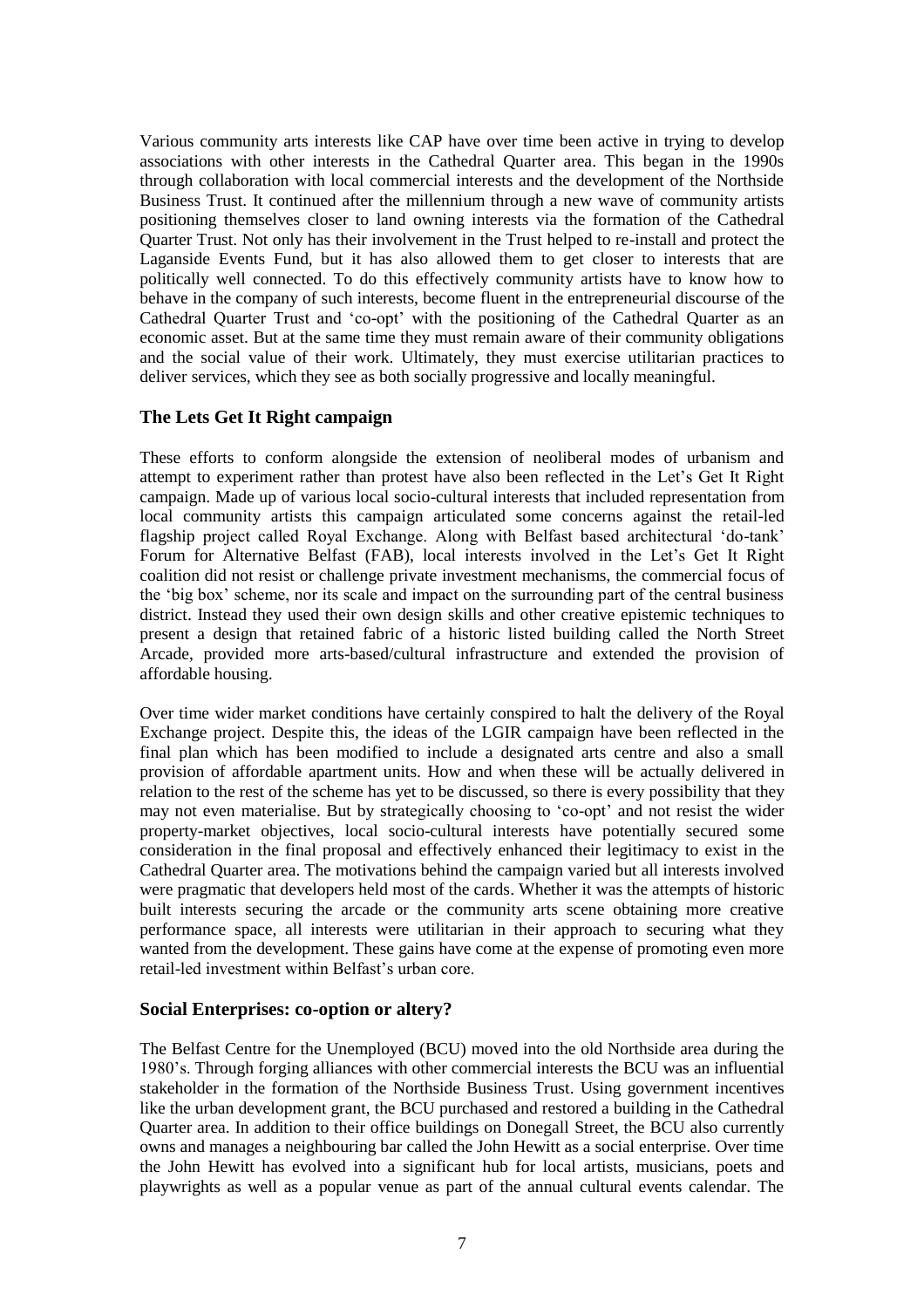Various community arts interests like CAP have over time been active in trying to develop associations with other interests in the Cathedral Quarter area. This began in the 1990s through collaboration with local commercial interests and the development of the Northside Business Trust. It continued after the millennium through a new wave of community artists positioning themselves closer to land owning interests via the formation of the Cathedral Quarter Trust. Not only has their involvement in the Trust helped to re-install and protect the Laganside Events Fund, but it has also allowed them to get closer to interests that are politically well connected. To do this effectively community artists have to know how to behave in the company of such interests, become fluent in the entrepreneurial discourse of the Cathedral Quarter Trust and 'co-opt' with the positioning of the Cathedral Quarter as an economic asset. But at the same time they must remain aware of their community obligations and the social value of their work. Ultimately, they must exercise utilitarian practices to deliver services, which they see as both socially progressive and locally meaningful.

### The Lets Get It Right campaign

These efforts to conform alongside the extension of neoliberal modes of urbanism and attempt to experiment rather than protest have also been reflected in the Let's Get It Right campaign. Made up of various local socio-cultural interests that included representation from local community artists this campaign articulated some concerns against the retail-led flagship project called Royal Exchange. Along with Belfast based architectural 'do-tank' Forum for Alternative Belfast (FAB), local interests involved in the Let's Get It Right coalition did not resist or challenge private investment mechanisms, the commercial focus of the 'big box' scheme, nor its scale and impact on the surrounding part of the central business district. Instead they used their own design skills and other creative epistemic techniques to present a design that retained fabric of a historic listed building called the North Street Arcade, provided more arts-based/cultural infrastructure and extended the provision of affordable housing.

Over time wider market conditions have certainly conspired to halt the delivery of the Royal Exchange project. Despite this, the ideas of the LGIR campaign have been reflected in the final plan which has been modified to include a designated arts centre and also a small provision of affordable apartment units. How and when these will be actually delivered in relation to the rest of the scheme has yet to be discussed, so there is every possibility that they may not even materialise. But by strategically choosing to 'co-opt' and not resist the wider property-market objectives, local socio-cultural interests have potentially secured some consideration in the final proposal and effectively enhanced their legitimacy to exist in the Cathedral Quarter area. The motivations behind the campaign varied but all interests involved were pragmatic that developers held most of the cards. Whether it was the attempts of historic built interests securing the arcade or the community arts scene obtaining more creative performance space, all interests were utilitarian in their approach to securing what they wanted from the development. These gains have come at the expense of promoting even more retail-led investment within Belfast's urban core.

### Social Enterprises: co-option or altery?

The Belfast Centre for the Unemployed (BCU) moved into the old Northside area during the 1980's. Through forging alliances with other commercial interests the BCU was an influential stakeholder in the formation of the Northside Business Trust. Using government incentives like the urban development grant, the BCU purchased and restored a building in the Cathedral Quarter area. In addition to their office buildings on Donegall Street, the BCU also currently owns and manages a neighbouring bar called the John Hewitt as a social enterprise. Over time the John Hewitt has evolved into a significant hub for local artists, musicians, poets and playwrights as well as a popular venue as part of the annual cultural events calendar. The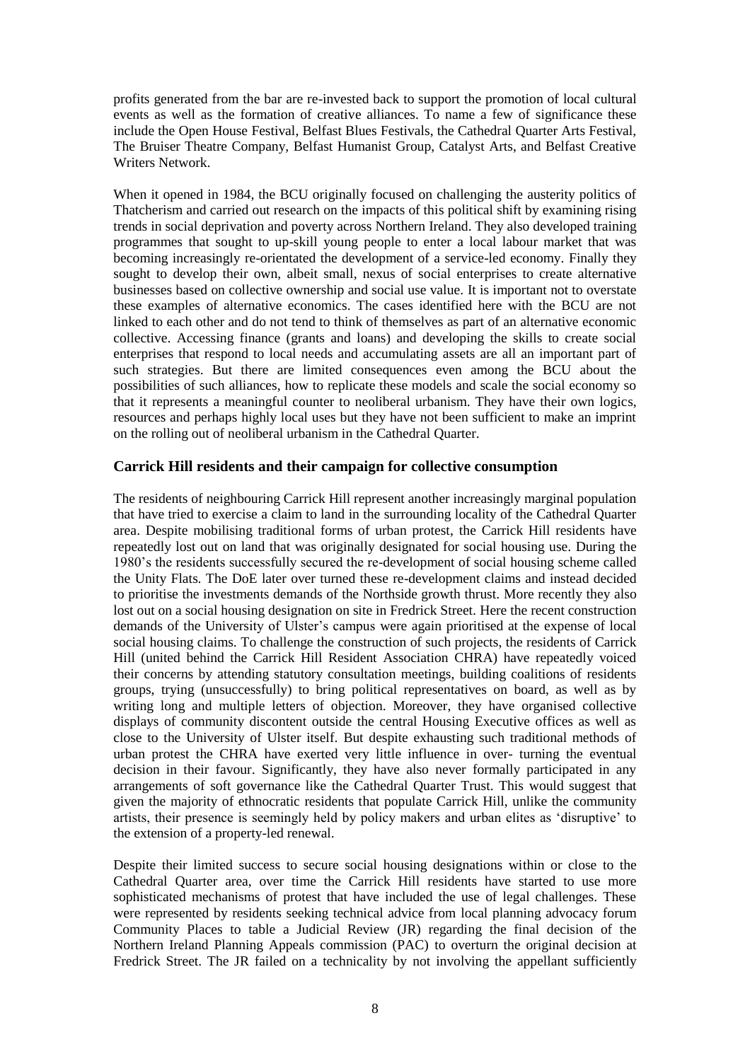profits generated from the bar are re-invested back to support the promotion of local cultural events as well as the formation of creative alliances. To name a few of significance these include the Open House Festival, Belfast Blues Festivals, the Cathedral Quarter Arts Festival, The Bruiser Theatre Company, Belfast Humanist Group, Catalyst Arts, and Belfast Creative Writers Network.

When it opened in 1984, the BCU originally focused on challenging the austerity politics of Thatcherism and carried out research on the impacts of this political shift by examining rising trends in social deprivation and poverty across Northern Ireland. They also developed training programmes that sought to up-skill young people to enter a local labour market that was becoming increasingly re-orientated the development of a service-led economy. Finally they sought to develop their own, albeit small, nexus of social enterprises to create alternative businesses based on collective ownership and social use value. It is important not to overstate these examples of alternative economics. The cases identified here with the BCU are not linked to each other and do not tend to think of themselves as part of an alternative economic collective. Accessing finance (grants and loans) and developing the skills to create social enterprises that respond to local needs and accumulating assets are all an important part of such strategies. But there are limited consequences even among the BCU about the possibilities of such alliances, how to replicate these models and scale the social economy so that it represents a meaningful counter to neoliberal urbanism. They have their own logics, resources and perhaps highly local uses but they have not been sufficient to make an imprint on the rolling out of neoliberal urbanism in the Cathedral Quarter.

## Carrick Hill residents and their campaign for collective consumption

The residents of neighbouring Carrick Hill represent another increasingly marginal population that have tried to exercise a claim to land in the surrounding locality of the Cathedral Quarter area. Despite mobilising traditional forms of urban protest, the Carrick Hill residents have repeatedly lost out on land that was originally designated for social housing use. During the 1980's the residents successfully secured the re-development of social housing scheme called the Unity Flats. The DoE later over turned these re-development claims and instead decided to prioritise the investments demands of the Northside growth thrust. More recently they also lost out on a social housing designation on site in Fredrick Street. Here the recent construction demands of the University of Ulster's campus were again prioritised at the expense of local social housing claims. To challenge the construction of such projects, the residents of Carrick Hill (united behind the Carrick Hill Resident Association CHRA) have repeatedly voiced their concerns by attending statutory consultation meetings, building coalitions of residents groups, trying (unsuccessfully) to bring political representatives on board, as well as by writing long and multiple letters of objection. Moreover, they have organised collective displays of community discontent outside the central Housing Executive offices as well as close to the University of Ulster itself. But despite exhausting such traditional methods of urban protest the CHRA have exerted very little influence in over- turning the eventual decision in their favour. Significantly, they have also never formally participated in any arrangements of soft governance like the Cathedral Quarter Trust. This would suggest that given the majority of ethnocratic residents that populate Carrick Hill, unlike the community artists, their presence is seemingly held by policy makers and urban elites as 'disruptive' to the extension of a property-led renewal.

Despite their limited success to secure social housing designations within or close to the Cathedral Quarter area, over time the Carrick Hill residents have started to use more sophisticated mechanisms of protest that have included the use of legal challenges. These were represented by residents seeking technical advice from local planning advocacy forum Community Places to table a Judicial Review (JR) regarding the final decision of the Northern Ireland Planning Appeals commission (PAC) to overturn the original decision at Fredrick Street. The JR failed on a technicality by not involving the appellant sufficiently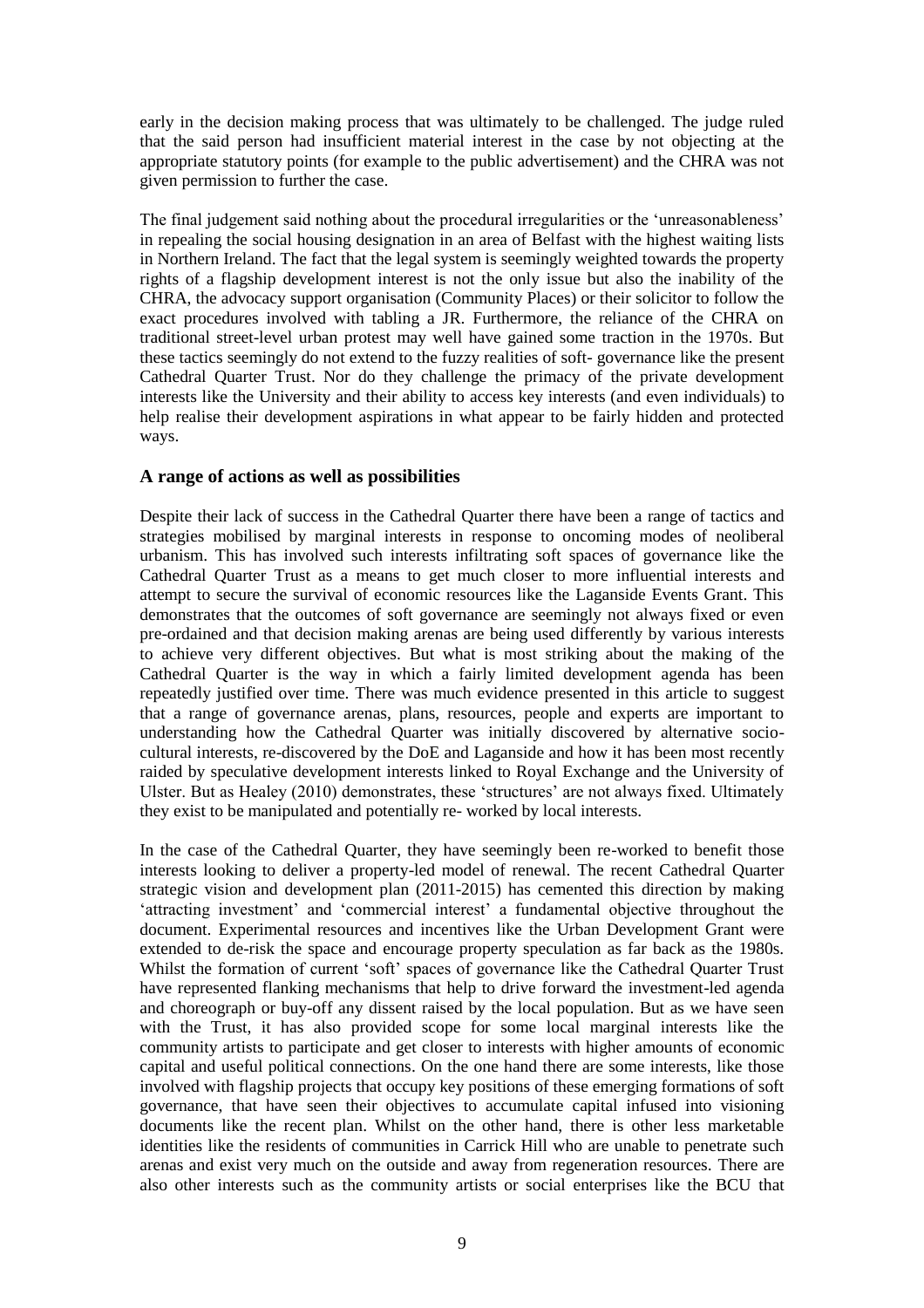early in the decision making process that was ultimately to be challenged. The judge ruled that the said person had insufficient material interest in the case by not objecting at the appropriate statutory points (for example to the public advertisement) and the CHRA was not given permission to further the case.

The final judgement said nothing about the procedural irregularities or the 'unreasonableness' in repealing the social housing designation in an area of Belfast with the highest waiting lists in Northern Ireland. The fact that the legal system is seemingly weighted towards the property rights of a flagship development interest is not the only issue but also the inability of the CHRA, the advocacy support organisation (Community Places) or their solicitor to follow the exact procedures involved with tabling a JR. Furthermore, the reliance of the CHRA on traditional street-level urban protest may well have gained some traction in the 1970s. But these tactics seemingly do not extend to the fuzzy realities of soft- governance like the present Cathedral Quarter Trust. Nor do they challenge the primacy of the private development interests like the University and their ability to access key interests (and even individuals) to help realise their development aspirations in what appear to be fairly hidden and protected ways.

## A range of actions as well as possibilities

Despite their lack of success in the Cathedral Quarter there have been a range of tactics and strategies mobilised by marginal interests in response to oncoming modes of neoliberal urbanism. This has involved such interests infiltrating soft spaces of governance like the Cathedral Quarter Trust as a means to get much closer to more influential interests and attempt to secure the survival of economic resources like the Laganside Events Grant. This demonstrates that the outcomes of soft governance are seemingly not always fixed or even pre-ordained and that decision making arenas are being used differently by various interests to achieve very different objectives. But what is most striking about the making of the Cathedral Quarter is the way in which a fairly limited development agenda has been repeatedly justified over time. There was much evidence presented in this article to suggest that a range of governance arenas, plans, resources, people and experts are important to understanding how the Cathedral Quarter was initially discovered by alternative socio-cultural interests, re-discovered by the DoE and Laganside and how it has been most recently raided by speculative development interests linked to Royal Exchange and the University of Ulster. But as Healey (2010) demonstrates, these 'structures' are not always fixed. Ultimately they exist to be manipulated and potentially re- worked by local interests.

In the case of the Cathedral Quarter, they have seemingly been re-worked to benefit those interests looking to deliver a property-led model of renewal. The recent Cathedral Quarter strategic vision and development plan (2011-2015) has cemented this direction by making 'attracting investment' and 'commercial interest' a fundamental objective throughout the document. Experimental resources and incentives like the Urban Development Grant were extended to de-risk the space and encourage property speculation as far back as the 1980s. Whilst the formation of current 'soft' spaces of governance like the Cathedral Quarter Trust have represented flanking mechanisms that help to drive forward the investment-led agenda and choreograph or buy-off any dissent raised by the local population. But as we have seen with the Trust, it has also provided scope for some local marginal interests like the community artists to participate and get closer to interests with higher amounts of economic capital and useful political connections. On the one hand there are some interests, like those involved with flagship projects that occupy key positions of these emerging formations of soft governance, that have seen their objectives to accumulate capital infused into visioning documents like the recent plan. Whilst on the other hand, there is other less marketable identities like the residents of communities in Carrick Hill who are unable to penetrate such arenas and exist very much on the outside and away from regeneration resources. There are also other interests such as the community artists or social enterprises like the BCU that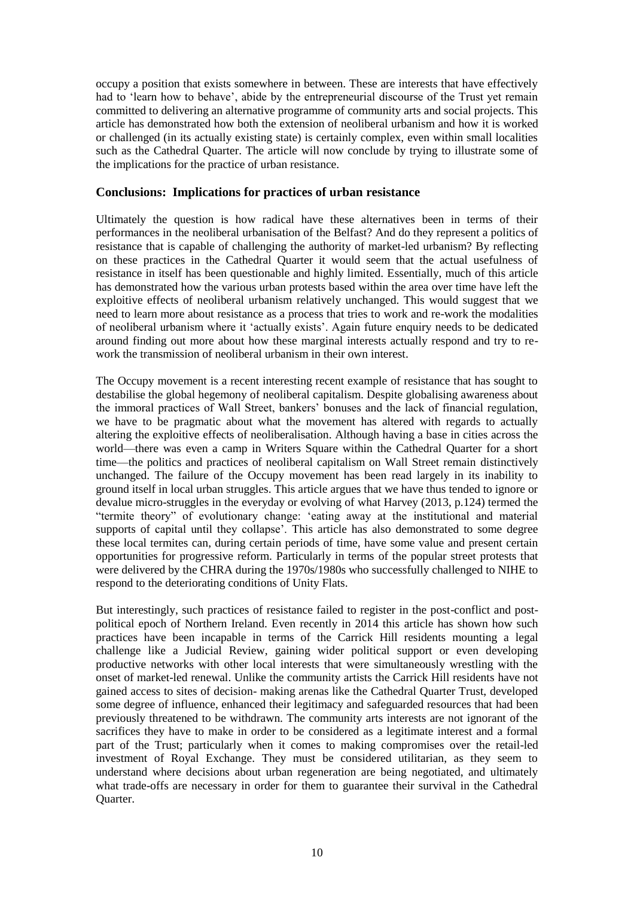occupy a position that exists somewhere in between. These are interests that have effectively had to 'learn how to behave', abide by the entrepreneurial discourse of the Trust yet remain committed to delivering an alternative programme of community arts and social projects. This article has demonstrated how both the extension of neoliberal urbanism and how it is worked or challenged (in its actually existing state) is certainly complex, even within small localities such as the Cathedral Quarter. The article will now conclude by trying to illustrate some of the implications for the practice of urban resistance.

## Conclusions: Implications for practices of urban resistance

Ultimately the question is how radical have these alternatives been in terms of their performances in the neoliberal urbanisation of the Belfast? And do they represent a politics of resistance that is capable of challenging the authority of market-led urbanism? By reflecting on these practices in the Cathedral Quarter it would seem that the actual usefulness of resistance in itself has been questionable and highly limited. Essentially, much of this article has demonstrated how the various urban protests based within the area over time have left the exploitive effects of neoliberal urbanism relatively unchanged. This would suggest that we need to learn more about resistance as a process that tries to work and re-work the modalities of neoliberal urbanism where it 'actually exists'. Again future enquiry needs to be dedicated around finding out more about how these marginal interests actually respond and try to re-work the transmission of neoliberal urbanism in their own interest.

The Occupy movement is a recent interesting recent example of resistance that has sought to destabilise the global hegemony of neoliberal capitalism. Despite globalising awareness about the immoral practices of Wall Street, bankers' bonuses and the lack of financial regulation, we have to be pragmatic about what the movement has altered with regards to actually altering the exploitive effects of neoliberalisation. Although having a base in cities across the world—there was even a camp in Writers Square within the Cathedral Quarter for a short time—the politics and practices of neoliberal capitalism on Wall Street remain distinctively unchanged. The failure of the Occupy movement has been read largely in its inability to ground itself in local urban struggles. This article argues that we have thus tended to ignore or devalue micro-struggles in the everyday or evolving of what Harvey (2013, p.124) termed the "termite theory" of evolutionary change: 'eating away at the institutional and material supports of capital until they collapse'. This article has also demonstrated to some degree these local termites can, during certain periods of time, have some value and present certain opportunities for progressive reform. Particularly in terms of the popular street protests that were delivered by the CHRA during the 1970s/1980s who successfully challenged to NIHE to respond to the deteriorating conditions of Unity Flats.

But interestingly, such practices of resistance failed to register in the post-conflict and post-political epoch of Northern Ireland. Even recently in 2014 this article has shown how such practices have been incapable in terms of the Carrick Hill residents mounting a legal challenge like a Judicial Review, gaining wider political support or even developing productive networks with other local interests that were simultaneously wrestling with the onset of market-led renewal. Unlike the community artists the Carrick Hill residents have not gained access to sites of decision- making arenas like the Cathedral Quarter Trust, developed some degree of influence, enhanced their legitimacy and safeguarded resources that had been previously threatened to be withdrawn. The community arts interests are not ignorant of the sacrifices they have to make in order to be considered as a legitimate interest and a formal part of the Trust; particularly when it comes to making compromises over the retail-led investment of Royal Exchange. They must be considered utilitarian, as they seem to understand where decisions about urban regeneration are being negotiated, and ultimately what trade-offs are necessary in order for them to guarantee their survival in the Cathedral Quarter.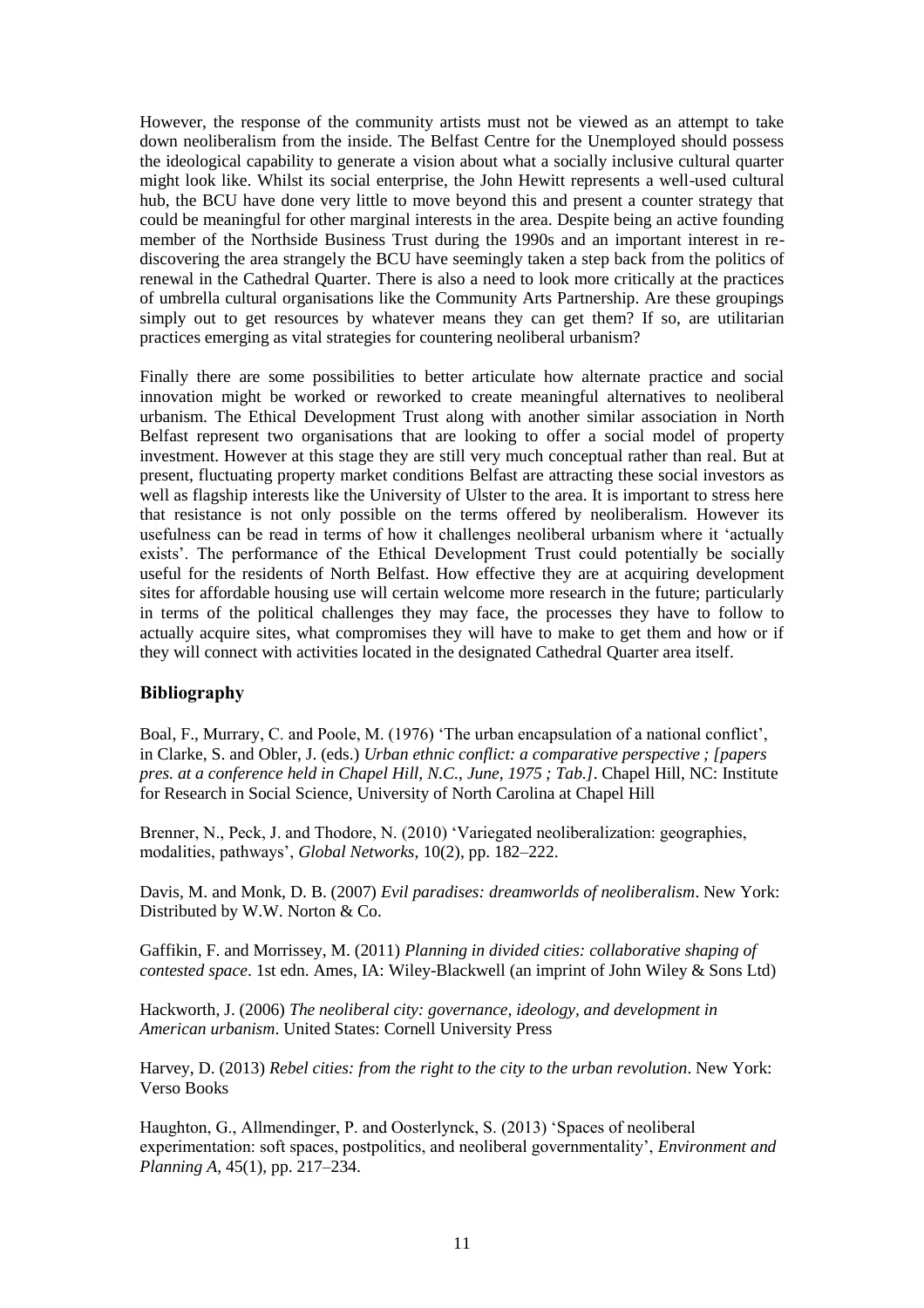However, the response of the community artists must not be viewed as an attempt to take down neoliberalism from the inside. The Belfast Centre for the Unemployed should possess the ideological capability to generate a vision about what a socially inclusive cultural quarter might look like. Whilst its social enterprise, the John Hewitt represents a well-used cultural hub, the BCU have done very little to move beyond this and present a counter strategy that could be meaningful for other marginal interests in the area. Despite being an active founding member of the Northside Business Trust during the 1990s and an important interest in re-discovering the area strangely the BCU have seemingly taken a step back from the politics of renewal in the Cathedral Quarter. There is also a need to look more critically at the practices of umbrella cultural organisations like the Community Arts Partnership. Are these groupings simply out to get resources by whatever means they can get them? If so, are utilitarian practices emerging as vital strategies for countering neoliberal urbanism?

Finally there are some possibilities to better articulate how alternate practice and social innovation might be worked or reworked to create meaningful alternatives to neoliberal urbanism. The Ethical Development Trust along with another similar association in North Belfast represent two organisations that are looking to offer a social model of property investment. However at this stage they are still very much conceptual rather than real. But at present, fluctuating property market conditions Belfast are attracting these social investors as well as flagship interests like the University of Ulster to the area. It is important to stress here that resistance is not only possible on the terms offered by neoliberalism. However its usefulness can be read in terms of how it challenges neoliberal urbanism where it 'actually exists'. The performance of the Ethical Development Trust could potentially be socially useful for the residents of North Belfast. How effective they are at acquiring development sites for affordable housing use will certain welcome more research in the future; particularly in terms of the political challenges they may face, the processes they have to follow to actually acquire sites, what compromises they will have to make to get them and how or if they will connect with activities located in the designated Cathedral Quarter area itself.

## Bibliography

Boal, F., Murrary, C. and Poole, M. (1976) 'The urban encapsulation of a national conflict', in Clarke, S. and Obler, J. (eds.) *Urban ethnic conflict: a comparative perspective ; [papers pres. at a conference held in Chapel Hill, N.C., June, 1975 ; Tab.]*. Chapel Hill, NC: Institute for Research in Social Science, University of North Carolina at Chapel Hill

Brenner, N., Peck, J. and Thodore, N. (2010) 'Variegated neoliberalization: geographies, modalities, pathways', *Global Networks*, 10(2), pp. 182–222.

Davis, M. and Monk, D. B. (2007) *Evil paradises: dreamworlds of neoliberalism*. New York: Distributed by W.W. Norton & Co.

Gaffikin, F. and Morrissey, M. (2011) *Planning in divided cities: collaborative shaping of contested space*. 1st edn. Ames, IA: Wiley-Blackwell (an imprint of John Wiley & Sons Ltd)

Hackworth, J. (2006) *The neoliberal city: governance, ideology, and development in American urbanism*. United States: Cornell University Press

Harvey, D. (2013) *Rebel cities: from the right to the city to the urban revolution*. New York: Verso Books

Haughton, G., Allmendinger, P. and Oosterlynck, S. (2013) 'Spaces of neoliberal experimentation: soft spaces, postpolitics, and neoliberal governmentality', *Environment and Planning A*, 45(1), pp. 217–234.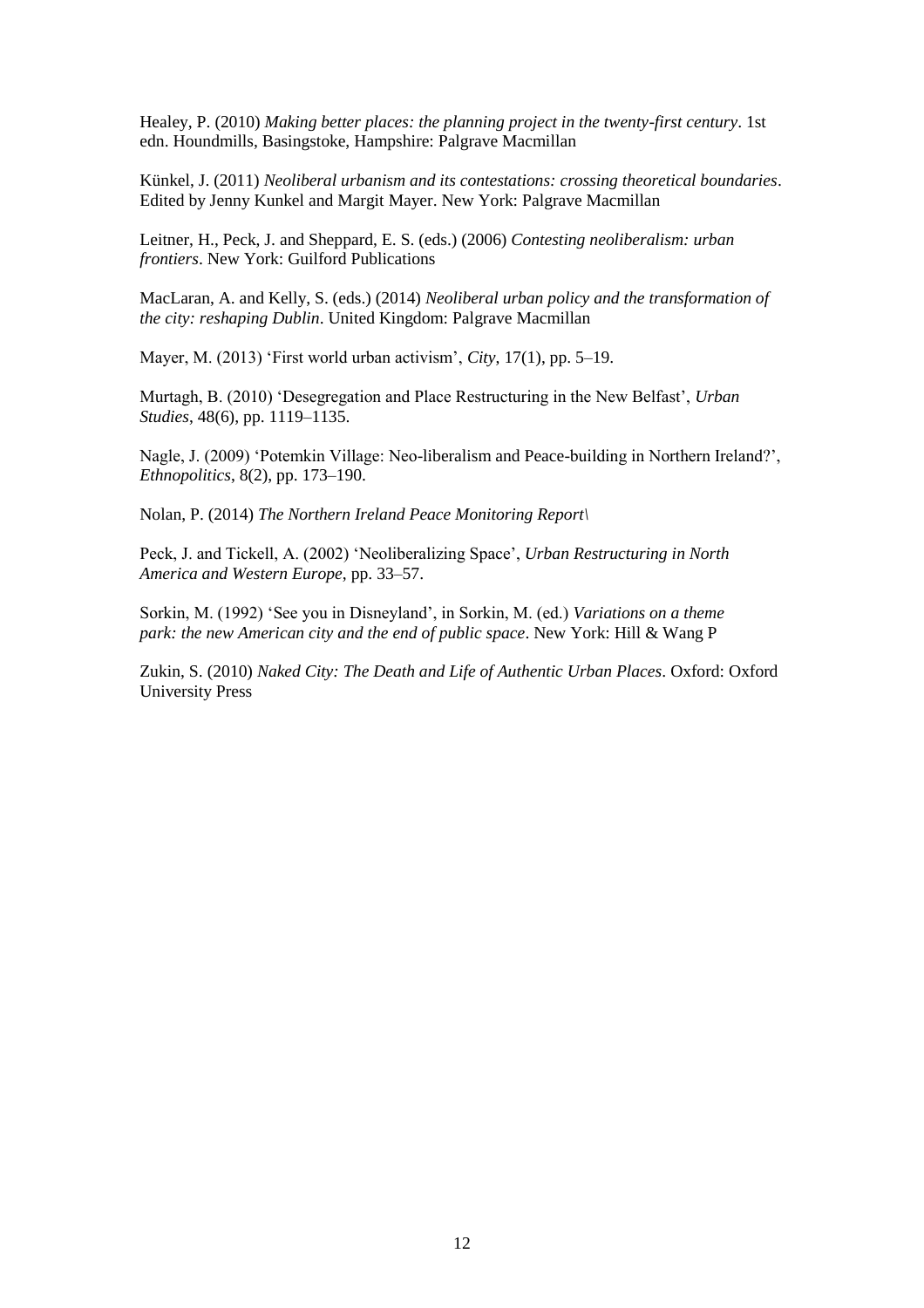Healey, P. (2010) *Making better places: the planning project in the twenty-first century*. 1st edn. Houndmills, Basingstoke, Hampshire: Palgrave Macmillan

Künkel, J. (2011) *Neoliberal urbanism and its contestations: crossing theoretical boundaries*. Edited by Jenny Kunkel and Margit Mayer. New York: Palgrave Macmillan

Leitner, H., Peck, J. and Sheppard, E. S. (eds.) (2006) *Contesting neoliberalism: urban frontiers*. New York: Guilford Publications

MacLaran, A. and Kelly, S. (eds.) (2014) *Neoliberal urban policy and the transformation of the city: reshaping Dublin*. United Kingdom: Palgrave Macmillan

Mayer, M. (2013) 'First world urban activism', *City*, 17(1), pp. 5–19.

Murtagh, B. (2010) 'Desegregation and Place Restructuring in the New Belfast', *Urban Studies*, 48(6), pp. 1119–1135.

Nagle, J. (2009) 'Potemkin Village: Neo-liberalism and Peace-building in Northern Ireland?', *Ethnopolitics*, 8(2), pp. 173–190.

Nolan, P. (2014) *The Northern Ireland Peace Monitoring Report\*

Peck, J. and Tickell, A. (2002) 'Neoliberalizing Space', *Urban Restructuring in North America and Western Europe*, pp. 33–57.

Sorkin, M. (1992) 'See you in Disneyland', in Sorkin, M. (ed.) *Variations on a theme park: the new American city and the end of public space*. New York: Hill & Wang P

Zukin, S. (2010) *Naked City: The Death and Life of Authentic Urban Places*. Oxford: Oxford University Press